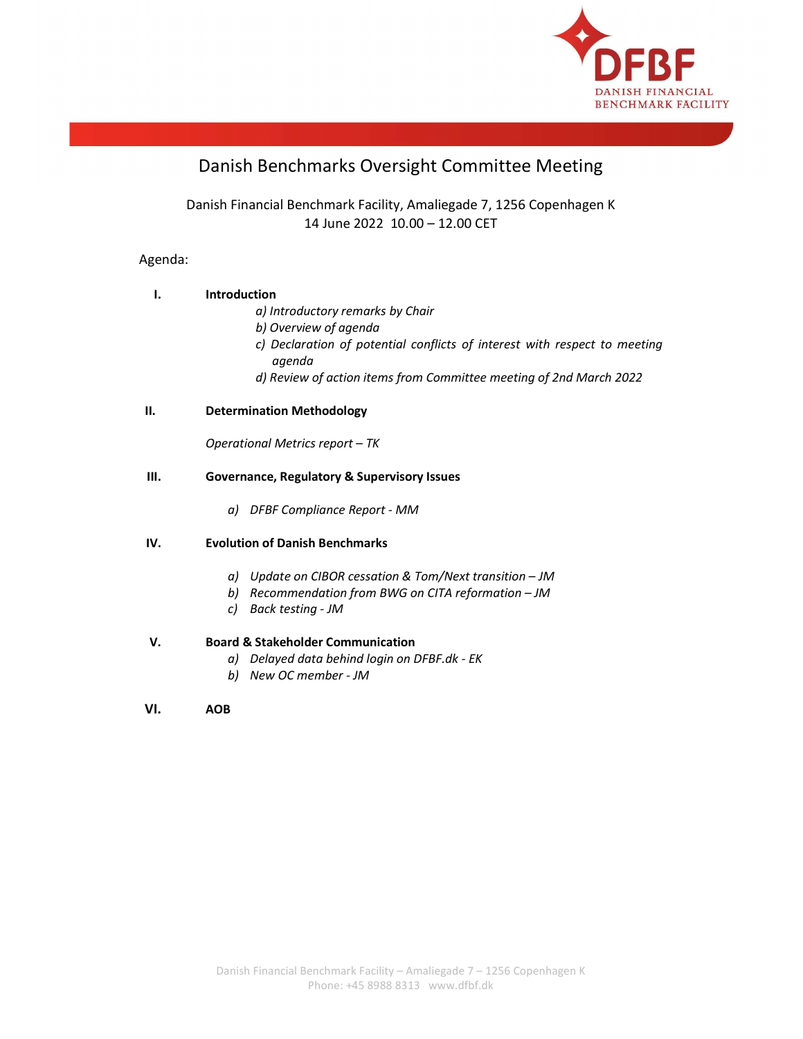# Danish Benchmarks Oversight Committee Meeting

Danish Financial Benchmark Facility, Amaliegade 7, 1256 Copenhagen K
14 June 2022 10.00 – 12.00 CET

Agenda:

**I. Introduction**

*a) Introductory remarks by Chair*
*b) Overview of agenda*
*c) Declaration of potential conflicts of interest with respect to meeting agenda*
*d) Review of action items from Committee meeting of 2nd March 2022*

**II. Determination Methodology**

*Operational Metrics report – TK*

**III. Governance, Regulatory & Supervisory Issues**

*a) DFBF Compliance Report - MM*

**IV. Evolution of Danish Benchmarks**

*a) Update on CIBOR cessation & Tom/Next transition – JM*
*b) Recommendation from BWG on CITA reformation – JM*
*c) Back testing - JM*

**V. Board & Stakeholder Communication**

*a) Delayed data behind login on DFBF.dk - EK*
*b) New OC member - JM*

**VI. AOB**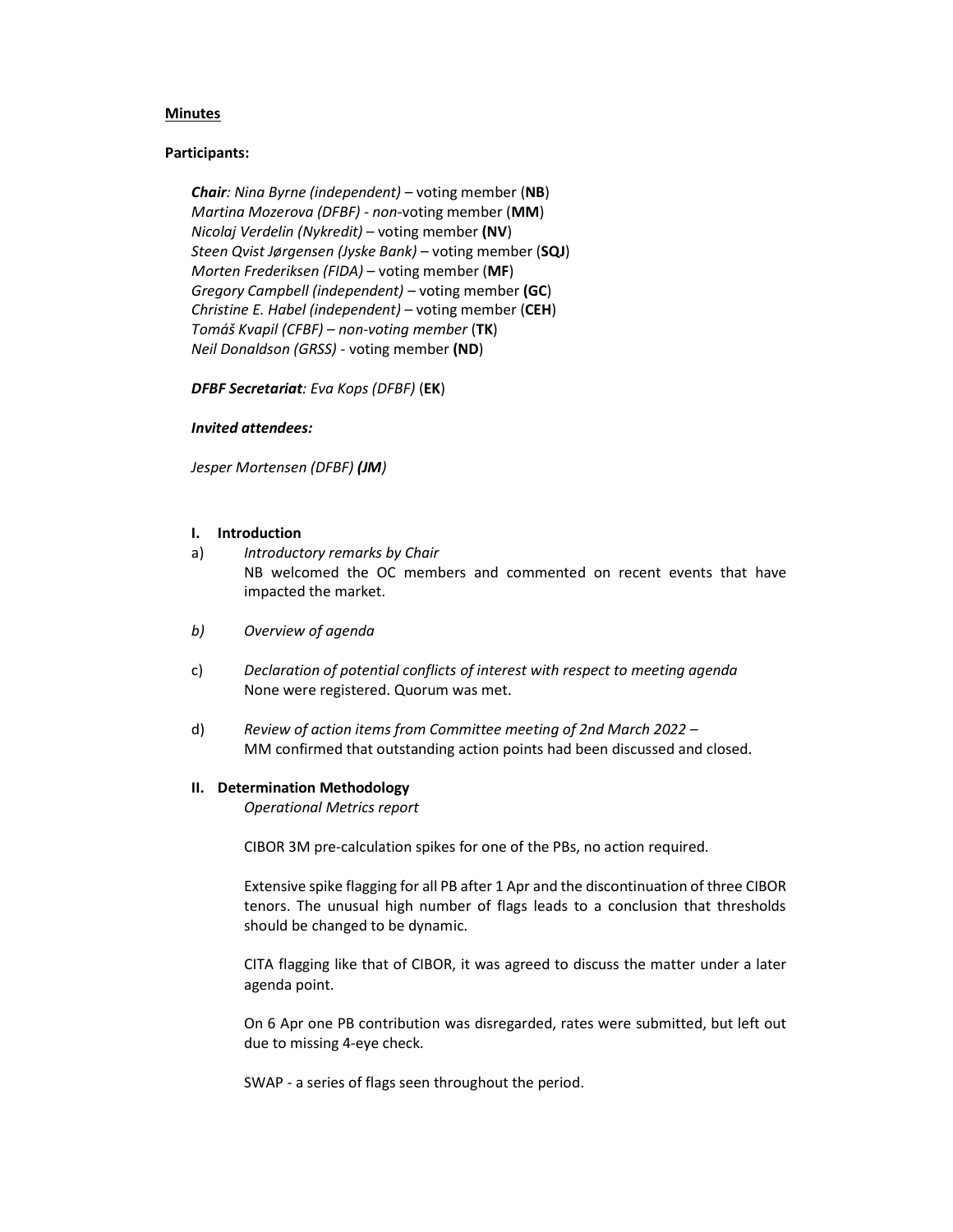**Minutes**

**Participants:**

***Chair**: Nina Byrne (independent)* – voting member (**NB**)
*Martina Mozerova (DFBF) - non*-voting member (**MM**)
*Nicolaj Verdelin (Nykredit)* – voting member **(NV**)
*Steen Qvist Jørgensen (Jyske Bank)* – voting member (**SQJ**)
*Morten Frederiksen (FIDA)* – voting member (**MF**)
*Gregory Campbell (independent)* – voting member **(GC**)
*Christine E. Habel (independent)* – voting member (**CEH**)
*Tomáš Kvapil (CFBF) – non-voting member* (**TK**)
*Neil Donaldson (GRSS)* - voting member **(ND**)

***DFBF Secretariat**: Eva Kops (DFBF)* (**EK**)

***Invited attendees:***

*Jesper Mortensen (DFBF) **(JM**)*

**I. Introduction**

a) *Introductory remarks by Chair*
NB welcomed the OC members and commented on recent events that have impacted the market.

*b) Overview of agenda*

c) *Declaration of potential conflicts of interest with respect to meeting agenda*
None were registered. Quorum was met.

d) *Review of action items from Committee meeting of 2nd March 2022* –
MM confirmed that outstanding action points had been discussed and closed.

**II. Determination Methodology**

*Operational Metrics report*

CIBOR 3M pre-calculation spikes for one of the PBs, no action required.

Extensive spike flagging for all PB after 1 Apr and the discontinuation of three CIBOR tenors. The unusual high number of flags leads to a conclusion that thresholds should be changed to be dynamic.

CITA flagging like that of CIBOR, it was agreed to discuss the matter under a later agenda point.

On 6 Apr one PB contribution was disregarded, rates were submitted, but left out due to missing 4-eye check.

SWAP - a series of flags seen throughout the period.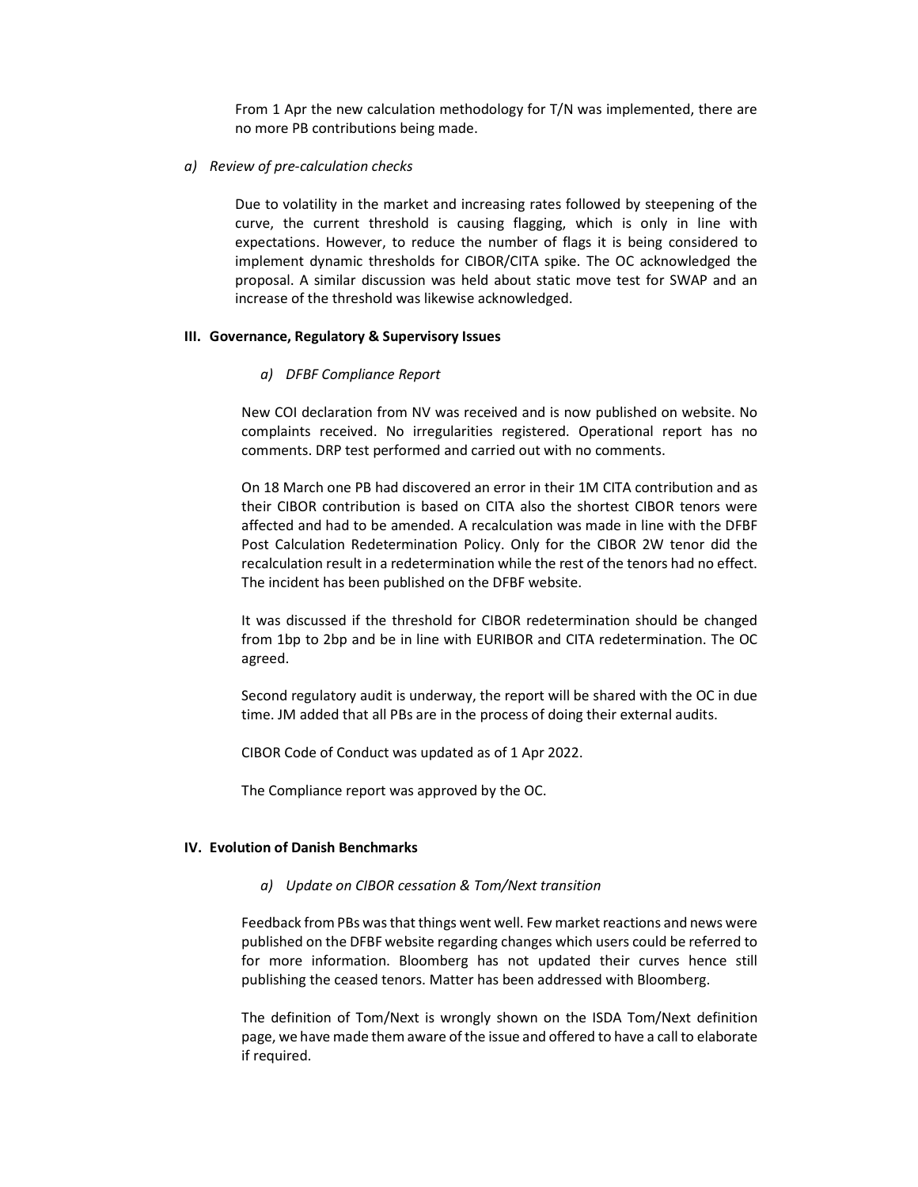From 1 Apr the new calculation methodology for T/N was implemented, there are no more PB contributions being made.

*a) Review of pre-calculation checks*

Due to volatility in the market and increasing rates followed by steepening of the curve, the current threshold is causing flagging, which is only in line with expectations. However, to reduce the number of flags it is being considered to implement dynamic thresholds for CIBOR/CITA spike. The OC acknowledged the proposal. A similar discussion was held about static move test for SWAP and an increase of the threshold was likewise acknowledged.

## III. Governance, Regulatory & Supervisory Issues

*a) DFBF Compliance Report*

New COI declaration from NV was received and is now published on website. No complaints received. No irregularities registered. Operational report has no comments. DRP test performed and carried out with no comments.

On 18 March one PB had discovered an error in their 1M CITA contribution and as their CIBOR contribution is based on CITA also the shortest CIBOR tenors were affected and had to be amended. A recalculation was made in line with the DFBF Post Calculation Redetermination Policy. Only for the CIBOR 2W tenor did the recalculation result in a redetermination while the rest of the tenors had no effect. The incident has been published on the DFBF website.

It was discussed if the threshold for CIBOR redetermination should be changed from 1bp to 2bp and be in line with EURIBOR and CITA redetermination. The OC agreed.

Second regulatory audit is underway, the report will be shared with the OC in due time. JM added that all PBs are in the process of doing their external audits.

CIBOR Code of Conduct was updated as of 1 Apr 2022.

The Compliance report was approved by the OC.

## IV. Evolution of Danish Benchmarks

*a) Update on CIBOR cessation & Tom/Next transition*

Feedback from PBs was that things went well. Few market reactions and news were published on the DFBF website regarding changes which users could be referred to for more information. Bloomberg has not updated their curves hence still publishing the ceased tenors. Matter has been addressed with Bloomberg.

The definition of Tom/Next is wrongly shown on the ISDA Tom/Next definition page, we have made them aware of the issue and offered to have a call to elaborate if required.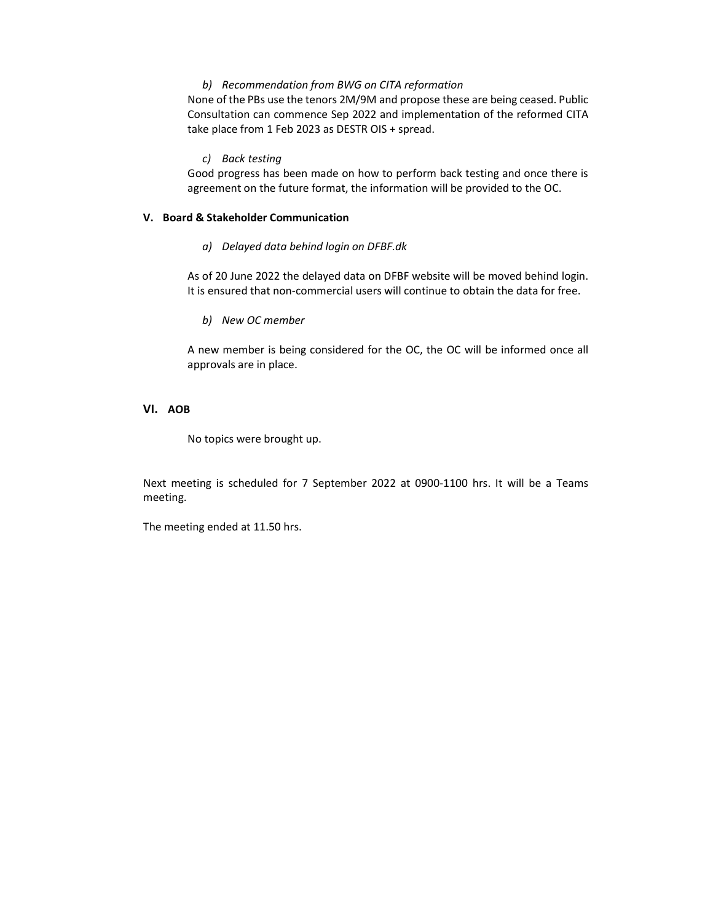*b) Recommendation from BWG on CITA reformation*

None of the PBs use the tenors 2M/9M and propose these are being ceased. Public Consultation can commence Sep 2022 and implementation of the reformed CITA take place from 1 Feb 2023 as DESTR OIS + spread.

*c) Back testing*

Good progress has been made on how to perform back testing and once there is agreement on the future format, the information will be provided to the OC.

## V. Board & Stakeholder Communication

*a) Delayed data behind login on DFBF.dk*

As of 20 June 2022 the delayed data on DFBF website will be moved behind login. It is ensured that non-commercial users will continue to obtain the data for free.

*b) New OC member*

A new member is being considered for the OC, the OC will be informed once all approvals are in place.

## VI. AOB

No topics were brought up.

Next meeting is scheduled for 7 September 2022 at 0900-1100 hrs. It will be a Teams meeting.

The meeting ended at 11.50 hrs.